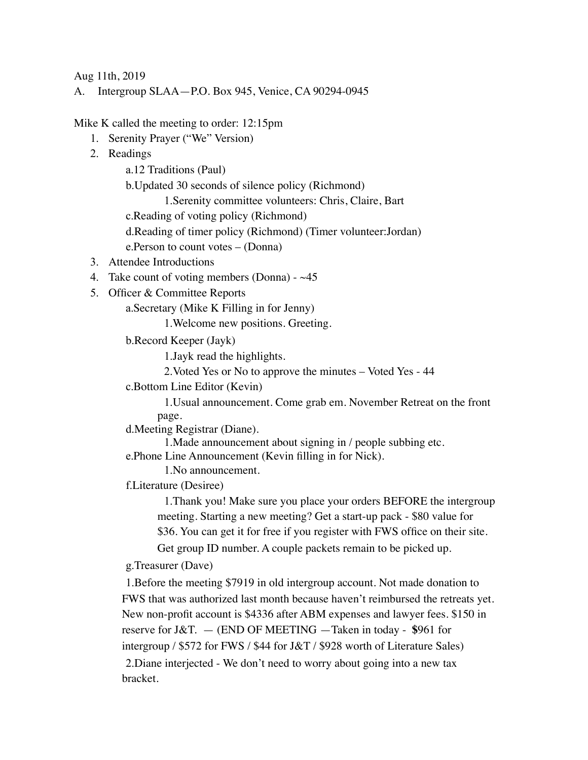Aug 11th, 2019

A. Intergroup SLAA—P.O. Box 945, Venice, CA 90294-0945

Mike K called the meeting to order: 12:15pm

1. Serenity Prayer ("We" Version)
2. Readings
    - a.12 Traditions (Paul)
    - b.Updated 30 seconds of silence policy (Richmond)
        - 1.Serenity committee volunteers: Chris, Claire, Bart
    - c.Reading of voting policy (Richmond)
    - d.Reading of timer policy (Richmond) (Timer volunteer:Jordan)
    - e.Person to count votes – (Donna)
3. Attendee Introductions
4. Take count of voting members (Donna) - ~45
5. Officer & Committee Reports
    - a.Secretary (Mike K Filling in for Jenny)
        - 1.Welcome new positions. Greeting.
    - b.Record Keeper (Jayk)
        - 1.Jayk read the highlights.
        - 2.Voted Yes or No to approve the minutes – Voted Yes - 44
    - c.Bottom Line Editor (Kevin)
        - 1.Usual announcement. Come grab em. November Retreat on the front page.
    - d.Meeting Registrar (Diane).
        - 1.Made announcement about signing in / people subbing etc.
    - e.Phone Line Announcement (Kevin filling in for Nick).
        - 1.No announcement.
    - f.Literature (Desiree)
        - 1.Thank you! Make sure you place your orders BEFORE the intergroup meeting. Starting a new meeting? Get a start-up pack - $80 value for $36. You can get it for free if you register with FWS office on their site. Get group ID number. A couple packets remain to be picked up.
    - g.Treasurer (Dave)
        - 1.Before the meeting $7919 in old intergroup account. Not made donation to FWS that was authorized last month because haven't reimbursed the retreats yet. New non-profit account is $4336 after ABM expenses and lawyer fees. $150 in reserve for J&T. — (END OF MEETING —Taken in today - $961 for intergroup / $572 for FWS / $44 for J&T / $928 worth of Literature Sales)
        - 2.Diane interjected - We don't need to worry about going into a new tax bracket.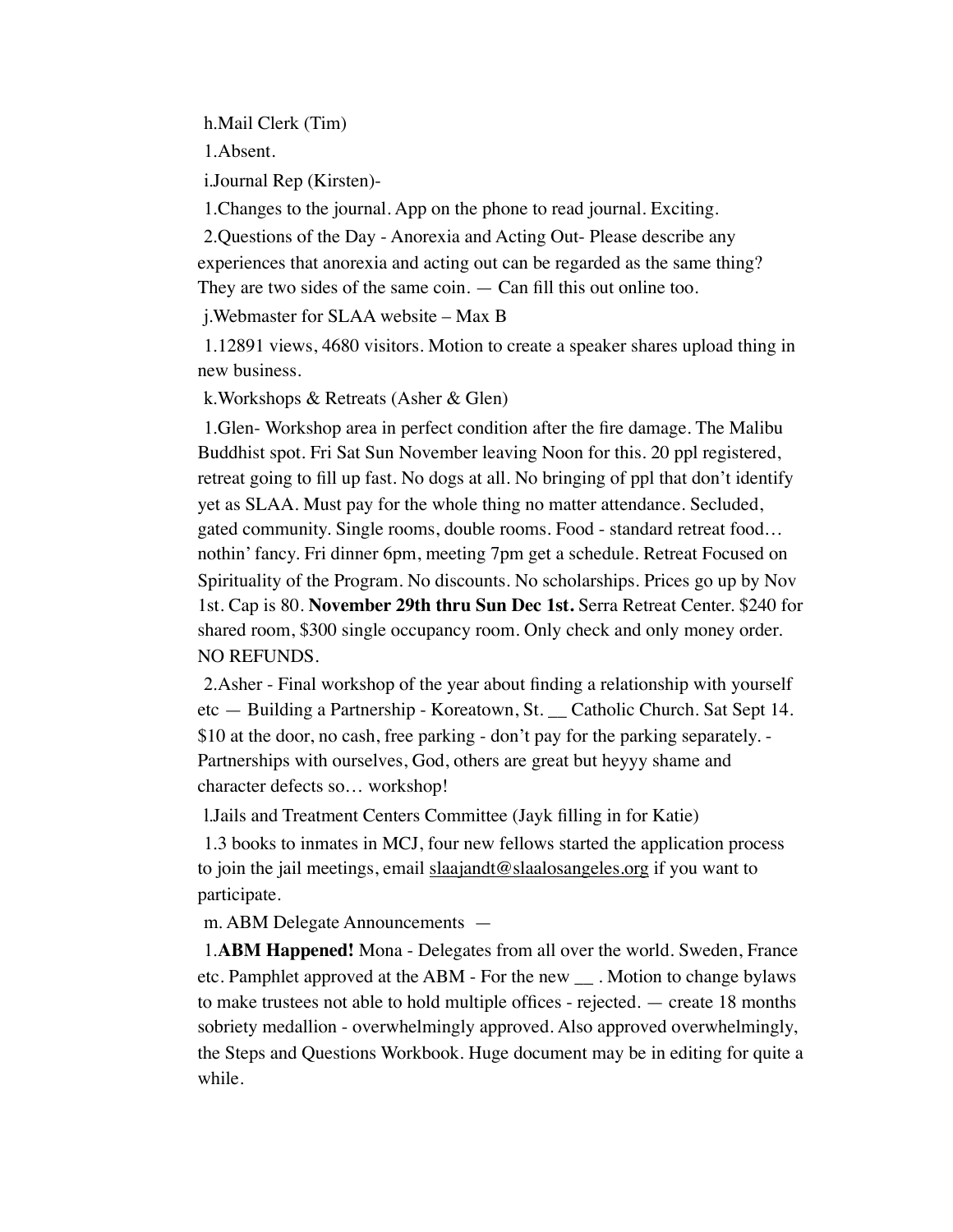h.Mail Clerk (Tim)

1.Absent.

i.Journal Rep (Kirsten)-

1.Changes to the journal. App on the phone to read journal. Exciting.

2.Questions of the Day - Anorexia and Acting Out- Please describe any experiences that anorexia and acting out can be regarded as the same thing? They are two sides of the same coin. — Can fill this out online too.

j.Webmaster for SLAA website – Max B

1.12891 views, 4680 visitors. Motion to create a speaker shares upload thing in new business.

k.Workshops & Retreats (Asher & Glen)

1.Glen- Workshop area in perfect condition after the fire damage. The Malibu Buddhist spot. Fri Sat Sun November leaving Noon for this. 20 ppl registered, retreat going to fill up fast. No dogs at all. No bringing of ppl that don't identify yet as SLAA. Must pay for the whole thing no matter attendance. Secluded, gated community. Single rooms, double rooms. Food - standard retreat food… nothin' fancy. Fri dinner 6pm, meeting 7pm get a schedule. Retreat Focused on Spirituality of the Program. No discounts. No scholarships. Prices go up by Nov 1st. Cap is 80. **November 29th thru Sun Dec 1st.** Serra Retreat Center. $240 for shared room, $300 single occupancy room. Only check and only money order. NO REFUNDS.

2.Asher - Final workshop of the year about finding a relationship with yourself etc — Building a Partnership - Koreatown, St. __ Catholic Church. Sat Sept 14. $10 at the door, no cash, free parking - don't pay for the parking separately. - Partnerships with ourselves, God, others are great but heyyy shame and character defects so… workshop!

l.Jails and Treatment Centers Committee (Jayk filling in for Katie)

1.3 books to inmates in MCJ, four new fellows started the application process to join the jail meetings, email slaajandt@slaalosangeles.org if you want to participate.

m. ABM Delegate Announcements —

1.**ABM Happened!** Mona - Delegates from all over the world. Sweden, France etc. Pamphlet approved at the ABM - For the new __ . Motion to change bylaws to make trustees not able to hold multiple offices - rejected. — create 18 months sobriety medallion - overwhelmingly approved. Also approved overwhelmingly, the Steps and Questions Workbook. Huge document may be in editing for quite a while.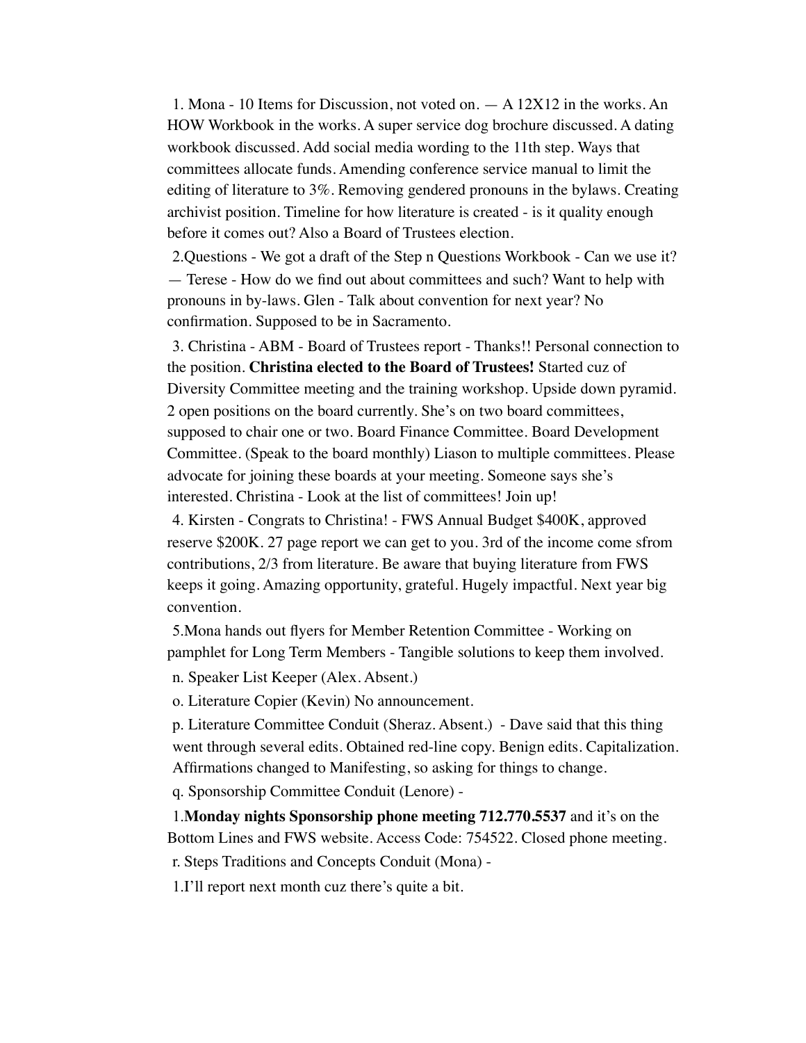1. Mona - 10 Items for Discussion, not voted on. — A 12X12 in the works. An HOW Workbook in the works. A super service dog brochure discussed. A dating workbook discussed. Add social media wording to the 11th step. Ways that committees allocate funds. Amending conference service manual to limit the editing of literature to 3%. Removing gendered pronouns in the bylaws. Creating archivist position. Timeline for how literature is created - is it quality enough before it comes out? Also a Board of Trustees election.

2.Questions - We got a draft of the Step n Questions Workbook - Can we use it? — Terese - How do we find out about committees and such? Want to help with pronouns in by-laws. Glen - Talk about convention for next year? No confirmation. Supposed to be in Sacramento.

3. Christina - ABM - Board of Trustees report - Thanks!! Personal connection to the position. **Christina elected to the Board of Trustees!** Started cuz of Diversity Committee meeting and the training workshop. Upside down pyramid. 2 open positions on the board currently. She's on two board committees, supposed to chair one or two. Board Finance Committee. Board Development Committee. (Speak to the board monthly) Liason to multiple committees. Please advocate for joining these boards at your meeting. Someone says she's interested. Christina - Look at the list of committees! Join up!

4. Kirsten - Congrats to Christina! - FWS Annual Budget $400K, approved reserve $200K. 27 page report we can get to you. 3rd of the income come sfrom contributions, 2/3 from literature. Be aware that buying literature from FWS keeps it going. Amazing opportunity, grateful. Hugely impactful. Next year big convention.

5.Mona hands out flyers for Member Retention Committee - Working on pamphlet for Long Term Members - Tangible solutions to keep them involved.

n. Speaker List Keeper (Alex. Absent.)

o. Literature Copier (Kevin) No announcement.

p. Literature Committee Conduit (Sheraz. Absent.) - Dave said that this thing went through several edits. Obtained red-line copy. Benign edits. Capitalization. Affirmations changed to Manifesting, so asking for things to change.

q. Sponsorship Committee Conduit (Lenore) -

1.**Monday nights Sponsorship phone meeting 712.770.5537** and it's on the Bottom Lines and FWS website. Access Code: 754522. Closed phone meeting.

r. Steps Traditions and Concepts Conduit (Mona) -

1.I'll report next month cuz there's quite a bit.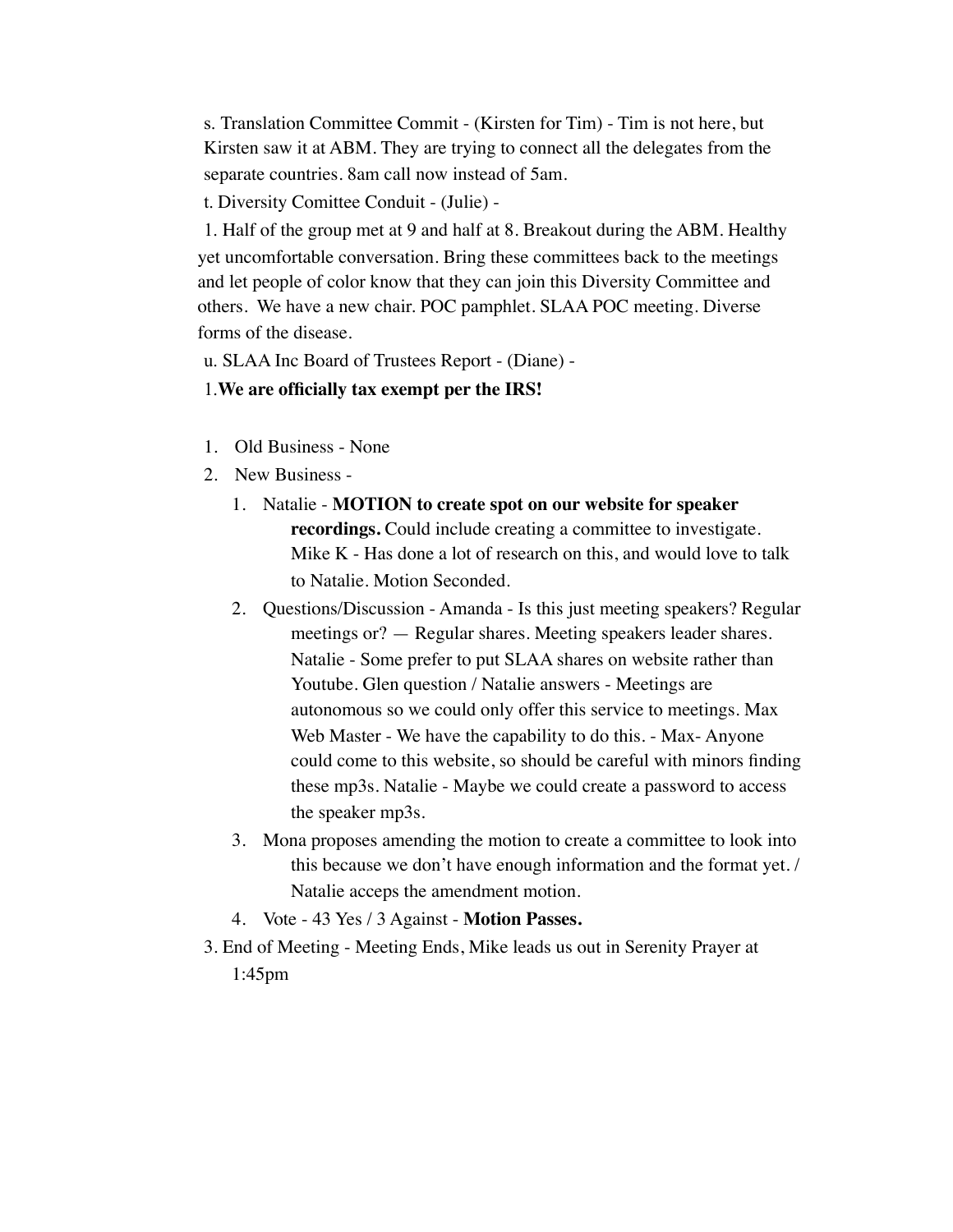s. Translation Committee Commit - (Kirsten for Tim) - Tim is not here, but Kirsten saw it at ABM. They are trying to connect all the delegates from the separate countries. 8am call now instead of 5am.

t. Diversity Comittee Conduit - (Julie) -

1. Half of the group met at 9 and half at 8. Breakout during the ABM. Healthy yet uncomfortable conversation. Bring these committees back to the meetings and let people of color know that they can join this Diversity Committee and others. We have a new chair. POC pamphlet. SLAA POC meeting. Diverse forms of the disease.

u. SLAA Inc Board of Trustees Report - (Diane) -

1. **We are officially tax exempt per the IRS!**

1. Old Business - None
2. New Business -
   1. Natalie - **MOTION to create spot on our website for speaker recordings.** Could include creating a committee to investigate. Mike K - Has done a lot of research on this, and would love to talk to Natalie. Motion Seconded.
   2. Questions/Discussion - Amanda - Is this just meeting speakers? Regular meetings or? — Regular shares. Meeting speakers leader shares. Natalie - Some prefer to put SLAA shares on website rather than Youtube. Glen question / Natalie answers - Meetings are autonomous so we could only offer this service to meetings. Max Web Master - We have the capability to do this. - Max- Anyone could come to this website, so should be careful with minors finding these mp3s. Natalie - Maybe we could create a password to access the speaker mp3s.
   3. Mona proposes amending the motion to create a committee to look into this because we don't have enough information and the format yet. / Natalie acceps the amendment motion.
   4. Vote - 43 Yes / 3 Against - **Motion Passes.**
3. End of Meeting - Meeting Ends, Mike leads us out in Serenity Prayer at 1:45pm